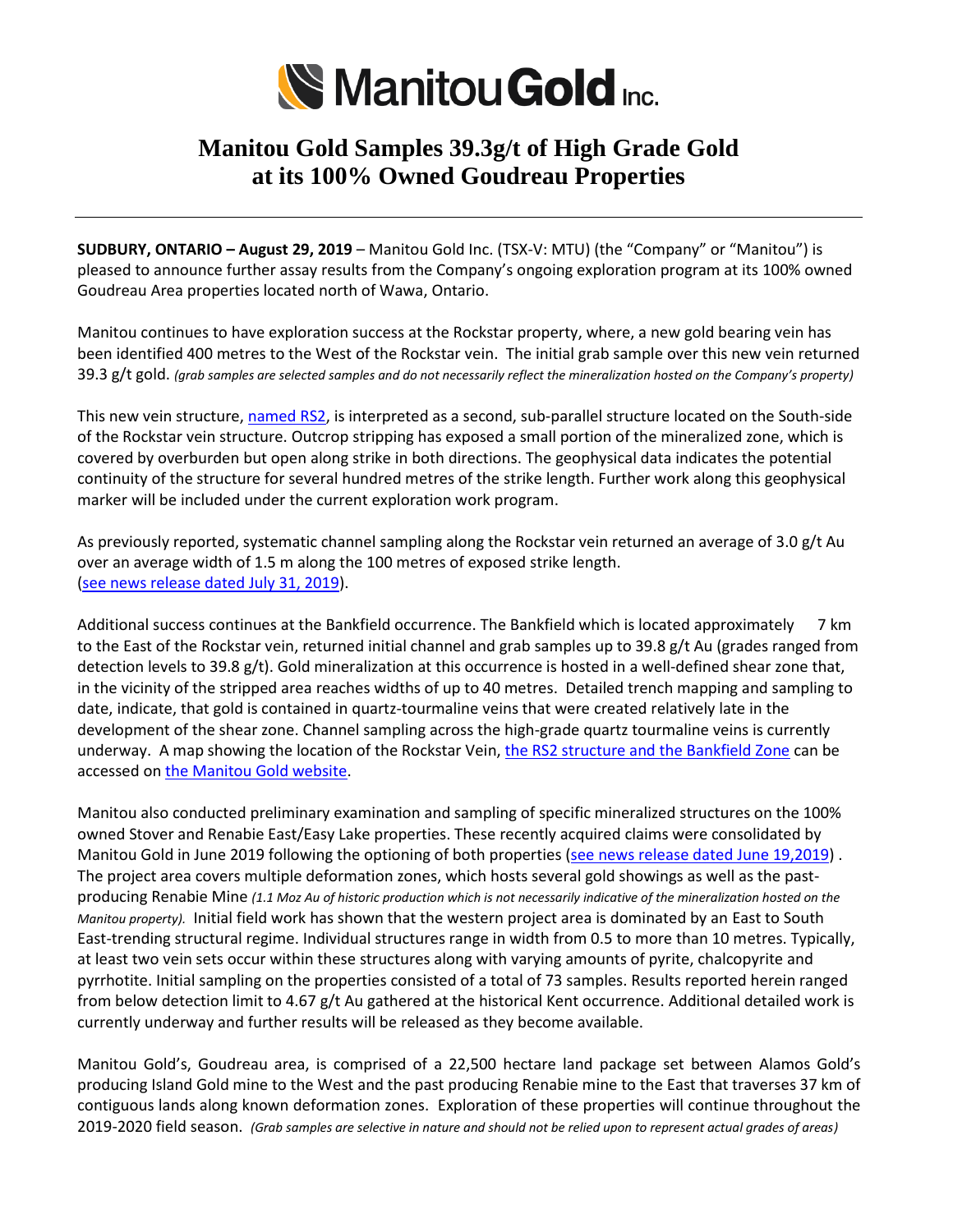# Manitou Gold Inc.

# Manitou Gold Samples 39.3g/t of High Grade Gold at its 100% Owned Goudreau Properties

---

**SUDBURY, ONTARIO – August 29, 2019** – Manitou Gold Inc. (TSX-V: MTU) (the "Company" or "Manitou") is pleased to announce further assay results from the Company's ongoing exploration program at its 100% owned Goudreau Area properties located north of Wawa, Ontario.

Manitou continues to have exploration success at the Rockstar property, where, a new gold bearing vein has been identified 400 metres to the West of the Rockstar vein. The initial grab sample over this new vein returned 39.3 g/t gold. *(grab samples are selected samples and do not necessarily reflect the mineralization hosted on the Company's property)*

This new vein structure, named RS2, is interpreted as a second, sub-parallel structure located on the South-side of the Rockstar vein structure. Outcrop stripping has exposed a small portion of the mineralized zone, which is covered by overburden but open along strike in both directions. The geophysical data indicates the potential continuity of the structure for several hundred metres of the strike length. Further work along this geophysical marker will be included under the current exploration work program.

As previously reported, systematic channel sampling along the Rockstar vein returned an average of 3.0 g/t Au over an average width of 1.5 m along the 100 metres of exposed strike length. (see news release dated July 31, 2019).

Additional success continues at the Bankfield occurrence. The Bankfield which is located approximately 7 km to the East of the Rockstar vein, returned initial channel and grab samples up to 39.8 g/t Au (grades ranged from detection levels to 39.8 g/t). Gold mineralization at this occurrence is hosted in a well-defined shear zone that, in the vicinity of the stripped area reaches widths of up to 40 metres. Detailed trench mapping and sampling to date, indicate, that gold is contained in quartz-tourmaline veins that were created relatively late in the development of the shear zone. Channel sampling across the high-grade quartz tourmaline veins is currently underway. A map showing the location of the Rockstar Vein, the RS2 structure and the Bankfield Zone can be accessed on the Manitou Gold website.

Manitou also conducted preliminary examination and sampling of specific mineralized structures on the 100% owned Stover and Renabie East/Easy Lake properties. These recently acquired claims were consolidated by Manitou Gold in June 2019 following the optioning of both properties (see news release dated June 19,2019) . The project area covers multiple deformation zones, which hosts several gold showings as well as the past-producing Renabie Mine *(1.1 Moz Au of historic production which is not necessarily indicative of the mineralization hosted on the Manitou property).* Initial field work has shown that the western project area is dominated by an East to South East-trending structural regime. Individual structures range in width from 0.5 to more than 10 metres. Typically, at least two vein sets occur within these structures along with varying amounts of pyrite, chalcopyrite and pyrrhotite. Initial sampling on the properties consisted of a total of 73 samples. Results reported herein ranged from below detection limit to 4.67 g/t Au gathered at the historical Kent occurrence. Additional detailed work is currently underway and further results will be released as they become available.

Manitou Gold's, Goudreau area, is comprised of a 22,500 hectare land package set between Alamos Gold's producing Island Gold mine to the West and the past producing Renabie mine to the East that traverses 37 km of contiguous lands along known deformation zones. Exploration of these properties will continue throughout the 2019-2020 field season. *(Grab samples are selective in nature and should not be relied upon to represent actual grades of areas)*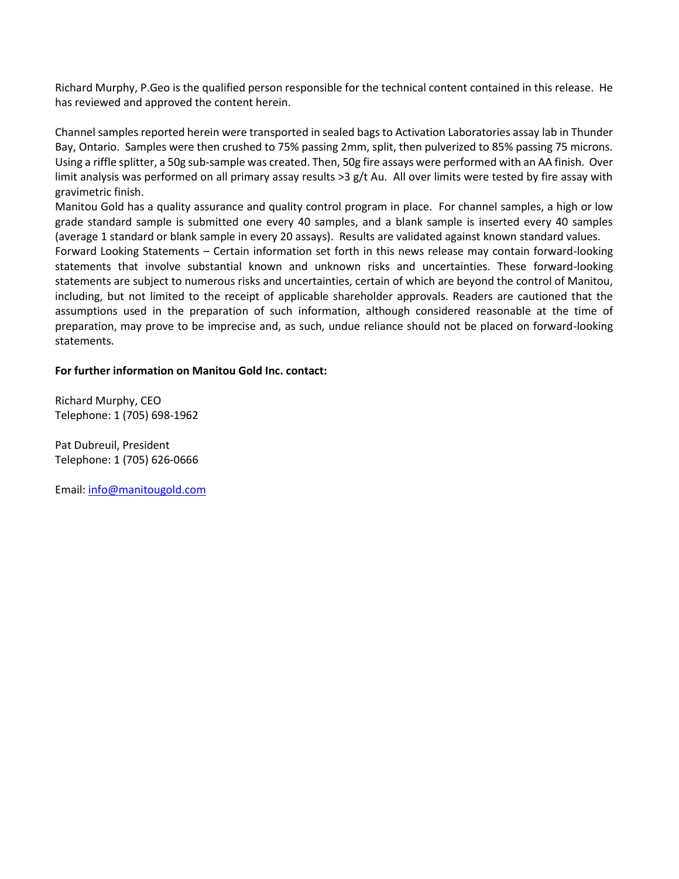Richard Murphy, P.Geo is the qualified person responsible for the technical content contained in this release. He has reviewed and approved the content herein.

Channel samples reported herein were transported in sealed bags to Activation Laboratories assay lab in Thunder Bay, Ontario. Samples were then crushed to 75% passing 2mm, split, then pulverized to 85% passing 75 microns. Using a riffle splitter, a 50g sub-sample was created. Then, 50g fire assays were performed with an AA finish. Over limit analysis was performed on all primary assay results >3 g/t Au. All over limits were tested by fire assay with gravimetric finish.

Manitou Gold has a quality assurance and quality control program in place. For channel samples, a high or low grade standard sample is submitted one every 40 samples, and a blank sample is inserted every 40 samples (average 1 standard or blank sample in every 20 assays). Results are validated against known standard values.

Forward Looking Statements – Certain information set forth in this news release may contain forward-looking statements that involve substantial known and unknown risks and uncertainties. These forward-looking statements are subject to numerous risks and uncertainties, certain of which are beyond the control of Manitou, including, but not limited to the receipt of applicable shareholder approvals. Readers are cautioned that the assumptions used in the preparation of such information, although considered reasonable at the time of preparation, may prove to be imprecise and, as such, undue reliance should not be placed on forward-looking statements.

**For further information on Manitou Gold Inc. contact:**

Richard Murphy, CEO
Telephone: 1 (705) 698-1962

Pat Dubreuil, President
Telephone: 1 (705) 626-0666

Email: info@manitougold.com